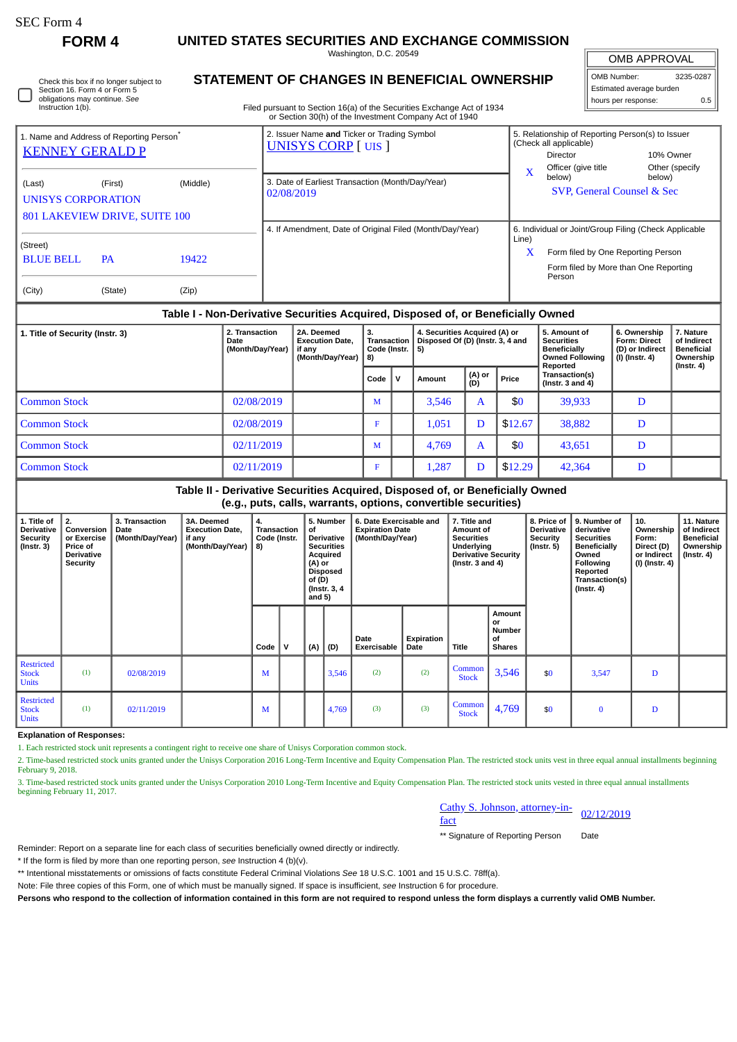SEC Form 4

# FORM 4

## UNITED STATES SECURITIES AND EXCHANGE COMMISSION

Washington, D.C. 20549

## STATEMENT OF CHANGES IN BENEFICIAL OWNERSHIP

Filed pursuant to Section 16(a) of the Securities Exchange Act of 1934 or Section 30(h) of the Investment Company Act of 1940

| OMB APPROVAL | |
|---|---|
| OMB Number: | 3235-0287 |
| Estimated average burden | |
| hours per response: | 0.5 |

☐ Check this box if no longer subject to Section 16. Form 4 or Form 5 obligations may continue. *See* Instruction 1(b).

| 1. Name and Address of Reporting Person* | 2. Issuer Name **and** Ticker or Trading Symbol | 5. Relationship of Reporting Person(s) to Issuer (Check all applicable) |
|---|---|---|
| KENNEY GERALD P | UNISYS CORP [ UIS ] | Director / 10% Owner |
| (Last) (First) (Middle) | 3. Date of Earliest Transaction (Month/Day/Year) | X Officer (give title below) / Other (specify below) |
| UNISYS CORPORATION 801 LAKEVIEW DRIVE, SUITE 100 | 02/08/2019 | SVP, General Counsel & Sec |
| (Street) | 4. If Amendment, Date of Original Filed (Month/Day/Year) | 6. Individual or Joint/Group Filing (Check Applicable Line) |
| BLUE BELL PA 19422 | | X Form filed by One Reporting Person |
| (City) (State) (Zip) | | Form filed by More than One Reporting Person |

### Table I - Non-Derivative Securities Acquired, Disposed of, or Beneficially Owned

| 1. Title of Security (Instr. 3) | 2. Transaction Date (Month/Day/Year) | 2A. Deemed Execution Date, if any (Month/Day/Year) | 3. Transaction Code (Instr. 8) | | 4. Securities Acquired (A) or Disposed Of (D) (Instr. 3, 4 and 5) | | | 5. Amount of Securities Beneficially Owned Following Reported Transaction(s) (Instr. 3 and 4) | 6. Ownership Form: Direct (D) or Indirect (I) (Instr. 4) | 7. Nature of Indirect Beneficial Ownership (Instr. 4) |
|---|---|---|---|---|---|---|---|---|---|---|
| | | | Code | V | Amount | (A) or (D) | Price | | | |
| Common Stock | 02/08/2019 | | M | | 3,546 | A | $0 | 39,933 | D | |
| Common Stock | 02/08/2019 | | F | | 1,051 | D | $12.67 | 38,882 | D | |
| Common Stock | 02/11/2019 | | M | | 4,769 | A | $0 | 43,651 | D | |
| Common Stock | 02/11/2019 | | F | | 1,287 | D | $12.29 | 42,364 | D | |

### Table II - Derivative Securities Acquired, Disposed of, or Beneficially Owned (e.g., puts, calls, warrants, options, convertible securities)

| 1. Title of Derivative Security (Instr. 3) | 2. Conversion or Exercise Price of Derivative Security | 3. Transaction Date (Month/Day/Year) | 3A. Deemed Execution Date, if any (Month/Day/Year) | 4. Transaction Code (Instr. 8) | | 5. Number of Derivative Securities Acquired (A) or Disposed of (D) (Instr. 3, 4 and 5) | | 6. Date Exercisable and Expiration Date (Month/Day/Year) | | 7. Title and Amount of Securities Underlying Derivative Security (Instr. 3 and 4) | | 8. Price of Derivative Security (Instr. 5) | 9. Number of derivative Securities Beneficially Owned Following Reported Transaction(s) (Instr. 4) | 10. Ownership Form: Direct (D) or Indirect (I) (Instr. 4) | 11. Nature of Indirect Beneficial Ownership (Instr. 4) |
|---|---|---|---|---|---|---|---|---|---|---|---|---|---|---|---|
| | | | | Code | V | (A) | (D) | Date Exercisable | Expiration Date | Title | Amount or Number of Shares | | | | |
| Restricted Stock Units | (1) | 02/08/2019 | | M | | | 3,546 | (2) | (2) | Common Stock | 3,546 | $0 | 3,547 | D | |
| Restricted Stock Units | (1) | 02/11/2019 | | M | | | 4,769 | (3) | (3) | Common Stock | 4,769 | $0 | 0 | D | |

**Explanation of Responses:**

1. Each restricted stock unit represents a contingent right to receive one share of Unisys Corporation common stock.
2. Time-based restricted stock units granted under the Unisys Corporation 2016 Long-Term Incentive and Equity Compensation Plan. The restricted stock units vest in three equal annual installments beginning February 9, 2018.
3. Time-based restricted stock units granted under the Unisys Corporation 2010 Long-Term Incentive and Equity Compensation Plan. The restricted stock units vested in three equal annual installments beginning February 11, 2017.

| Cathy S. Johnson, attorney-in-fact | 02/12/2019 |
|---|---|
| ** Signature of Reporting Person | Date |

Reminder: Report on a separate line for each class of securities beneficially owned directly or indirectly.

\* If the form is filed by more than one reporting person, *see* Instruction 4 (b)(v).

\*\* Intentional misstatements or omissions of facts constitute Federal Criminal Violations *See* 18 U.S.C. 1001 and 15 U.S.C. 78ff(a).

Note: File three copies of this Form, one of which must be manually signed. If space is insufficient, *see* Instruction 6 for procedure.

**Persons who respond to the collection of information contained in this form are not required to respond unless the form displays a currently valid OMB Number.**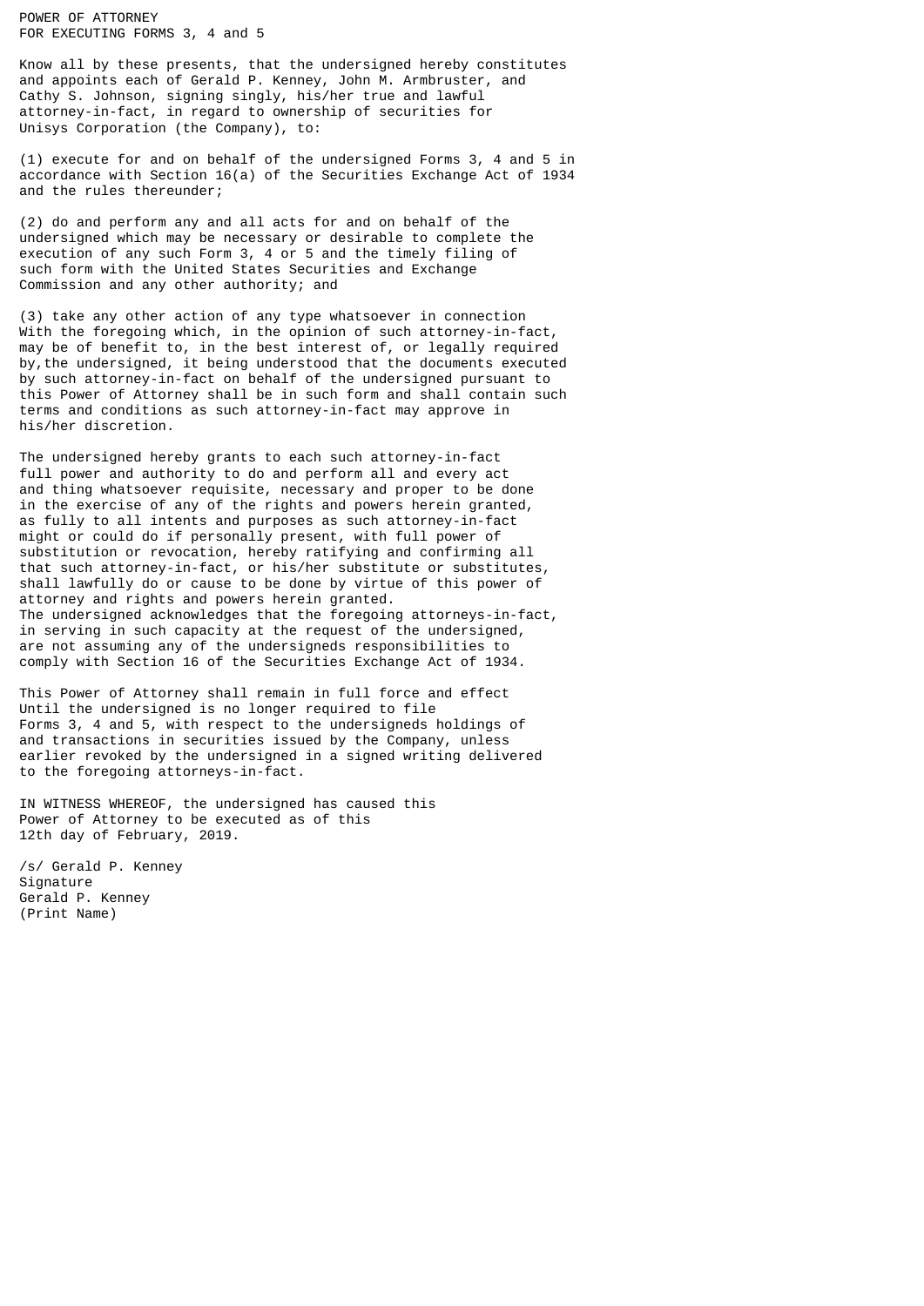POWER OF ATTORNEY
FOR EXECUTING FORMS 3, 4 and 5

Know all by these presents, that the undersigned hereby constitutes and appoints each of Gerald P. Kenney, John M. Armbruster, and Cathy S. Johnson, signing singly, his/her true and lawful attorney-in-fact, in regard to ownership of securities for Unisys Corporation (the Company), to:

(1) execute for and on behalf of the undersigned Forms 3, 4 and 5 in accordance with Section 16(a) of the Securities Exchange Act of 1934 and the rules thereunder;

(2) do and perform any and all acts for and on behalf of the undersigned which may be necessary or desirable to complete the execution of any such Form 3, 4 or 5 and the timely filing of such form with the United States Securities and Exchange Commission and any other authority; and

(3) take any other action of any type whatsoever in connection With the foregoing which, in the opinion of such attorney-in-fact, may be of benefit to, in the best interest of, or legally required by,the undersigned, it being understood that the documents executed by such attorney-in-fact on behalf of the undersigned pursuant to this Power of Attorney shall be in such form and shall contain such terms and conditions as such attorney-in-fact may approve in his/her discretion.

The undersigned hereby grants to each such attorney-in-fact full power and authority to do and perform all and every act and thing whatsoever requisite, necessary and proper to be done in the exercise of any of the rights and powers herein granted, as fully to all intents and purposes as such attorney-in-fact might or could do if personally present, with full power of substitution or revocation, hereby ratifying and confirming all that such attorney-in-fact, or his/her substitute or substitutes, shall lawfully do or cause to be done by virtue of this power of attorney and rights and powers herein granted.
The undersigned acknowledges that the foregoing attorneys-in-fact, in serving in such capacity at the request of the undersigned, are not assuming any of the undersigneds responsibilities to comply with Section 16 of the Securities Exchange Act of 1934.

This Power of Attorney shall remain in full force and effect Until the undersigned is no longer required to file Forms 3, 4 and 5, with respect to the undersigneds holdings of and transactions in securities issued by the Company, unless earlier revoked by the undersigned in a signed writing delivered to the foregoing attorneys-in-fact.

IN WITNESS WHEREOF, the undersigned has caused this Power of Attorney to be executed as of this 12th day of February, 2019.

/s/ Gerald P. Kenney
Signature
Gerald P. Kenney
(Print Name)